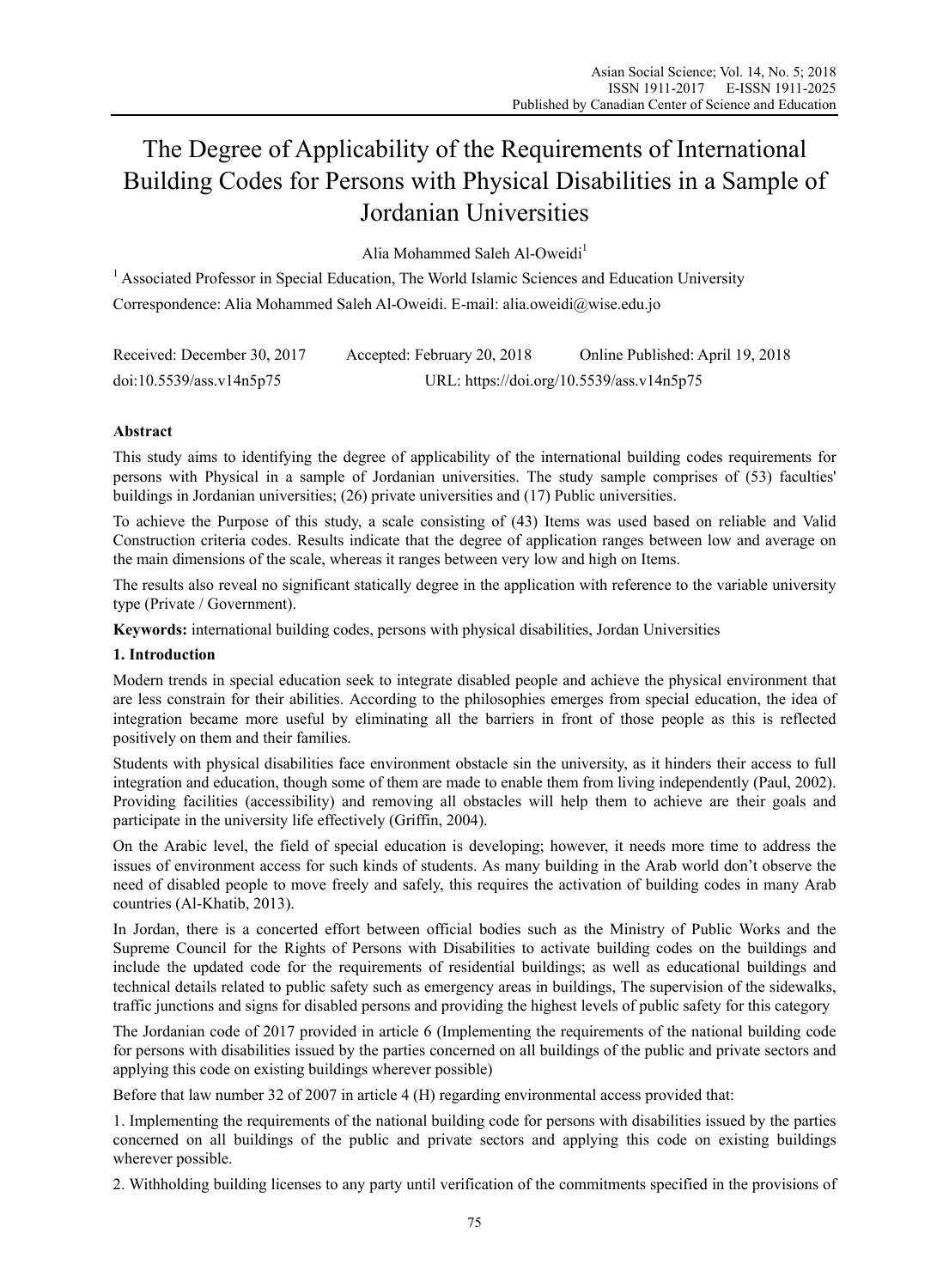# The Degree of Applicability of the Requirements of International Building Codes for Persons with Physical Disabilities in a Sample of Jordanian Universities

Alia Mohammed Saleh Al-Oweidi[1]

[1] Associated Professor in Special Education, The World Islamic Sciences and Education University

Correspondence: Alia Mohammed Saleh Al-Oweidi. E-mail: alia.oweidi@wise.edu.jo

Received: December 30, 2017 Accepted: February 20, 2018 Online Published: April 19, 2018

doi:10.5539/ass.v14n5p75 URL: https://doi.org/10.5539/ass.v14n5p75

## Abstract

This study aims to identifying the degree of applicability of the international building codes requirements for persons with Physical in a sample of Jordanian universities. The study sample comprises of (53) faculties' buildings in Jordanian universities; (26) private universities and (17) Public universities.

To achieve the Purpose of this study, a scale consisting of (43) Items was used based on reliable and Valid Construction criteria codes. Results indicate that the degree of application ranges between low and average on the main dimensions of the scale, whereas it ranges between very low and high on Items.

The results also reveal no significant statically degree in the application with reference to the variable university type (Private / Government).

**Keywords:** international building codes, persons with physical disabilities, Jordan Universities

## 1. Introduction

Modern trends in special education seek to integrate disabled people and achieve the physical environment that are less constrain for their abilities. According to the philosophies emerges from special education, the idea of integration became more useful by eliminating all the barriers in front of those people as this is reflected positively on them and their families.

Students with physical disabilities face environment obstacle sin the university, as it hinders their access to full integration and education, though some of them are made to enable them from living independently (Paul, 2002). Providing facilities (accessibility) and removing all obstacles will help them to achieve are their goals and participate in the university life effectively (Griffin, 2004).

On the Arabic level, the field of special education is developing; however, it needs more time to address the issues of environment access for such kinds of students. As many building in the Arab world don't observe the need of disabled people to move freely and safely, this requires the activation of building codes in many Arab countries (Al-Khatib, 2013).

In Jordan, there is a concerted effort between official bodies such as the Ministry of Public Works and the Supreme Council for the Rights of Persons with Disabilities to activate building codes on the buildings and include the updated code for the requirements of residential buildings; as well as educational buildings and technical details related to public safety such as emergency areas in buildings, The supervision of the sidewalks, traffic junctions and signs for disabled persons and providing the highest levels of public safety for this category

The Jordanian code of 2017 provided in article 6 (Implementing the requirements of the national building code for persons with disabilities issued by the parties concerned on all buildings of the public and private sectors and applying this code on existing buildings wherever possible)

Before that law number 32 of 2007 in article 4 (H) regarding environmental access provided that:

1. Implementing the requirements of the national building code for persons with disabilities issued by the parties concerned on all buildings of the public and private sectors and applying this code on existing buildings wherever possible.

2. Withholding building licenses to any party until verification of the commitments specified in the provisions of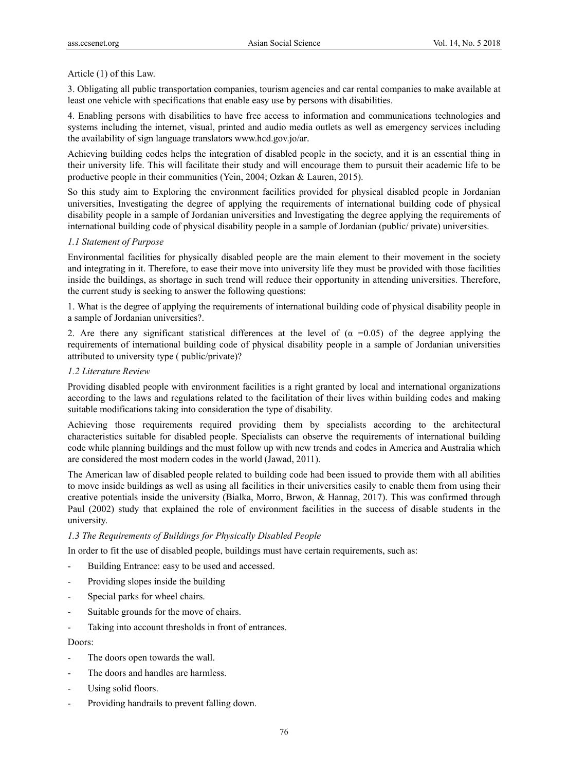Article (1) of this Law.

3. Obligating all public transportation companies, tourism agencies and car rental companies to make available at least one vehicle with specifications that enable easy use by persons with disabilities.

4. Enabling persons with disabilities to have free access to information and communications technologies and systems including the internet, visual, printed and audio media outlets as well as emergency services including the availability of sign language translators www.hcd.gov.jo/ar.

Achieving building codes helps the integration of disabled people in the society, and it is an essential thing in their university life. This will facilitate their study and will encourage them to pursuit their academic life to be productive people in their communities (Yein, 2004; Ozkan & Lauren, 2015).

So this study aim to Exploring the environment facilities provided for physical disabled people in Jordanian universities, Investigating the degree of applying the requirements of international building code of physical disability people in a sample of Jordanian universities and Investigating the degree applying the requirements of international building code of physical disability people in a sample of Jordanian (public/ private) universities.

### *1.1 Statement of Purpose*

Environmental facilities for physically disabled people are the main element to their movement in the society and integrating in it. Therefore, to ease their move into university life they must be provided with those facilities inside the buildings, as shortage in such trend will reduce their opportunity in attending universities. Therefore, the current study is seeking to answer the following questions:

1. What is the degree of applying the requirements of international building code of physical disability people in a sample of Jordanian universities?.

2. Are there any significant statistical differences at the level of ($\alpha$ =0.05) of the degree applying the requirements of international building code of physical disability people in a sample of Jordanian universities attributed to university type ( public/private)?

### *1.2 Literature Review*

Providing disabled people with environment facilities is a right granted by local and international organizations according to the laws and regulations related to the facilitation of their lives within building codes and making suitable modifications taking into consideration the type of disability.

Achieving those requirements required providing them by specialists according to the architectural characteristics suitable for disabled people. Specialists can observe the requirements of international building code while planning buildings and the must follow up with new trends and codes in America and Australia which are considered the most modern codes in the world (Jawad, 2011).

The American law of disabled people related to building code had been issued to provide them with all abilities to move inside buildings as well as using all facilities in their universities easily to enable them from using their creative potentials inside the university (Bialka, Morro, Brwon, & Hannag, 2017). This was confirmed through Paul (2002) study that explained the role of environment facilities in the success of disable students in the university.

### *1.3 The Requirements of Buildings for Physically Disabled People*

In order to fit the use of disabled people, buildings must have certain requirements, such as:

- Building Entrance: easy to be used and accessed.
- Providing slopes inside the building
- Special parks for wheel chairs.
- Suitable grounds for the move of chairs.
- Taking into account thresholds in front of entrances.

Doors:

- The doors open towards the wall.
- The doors and handles are harmless.
- Using solid floors.
- Providing handrails to prevent falling down.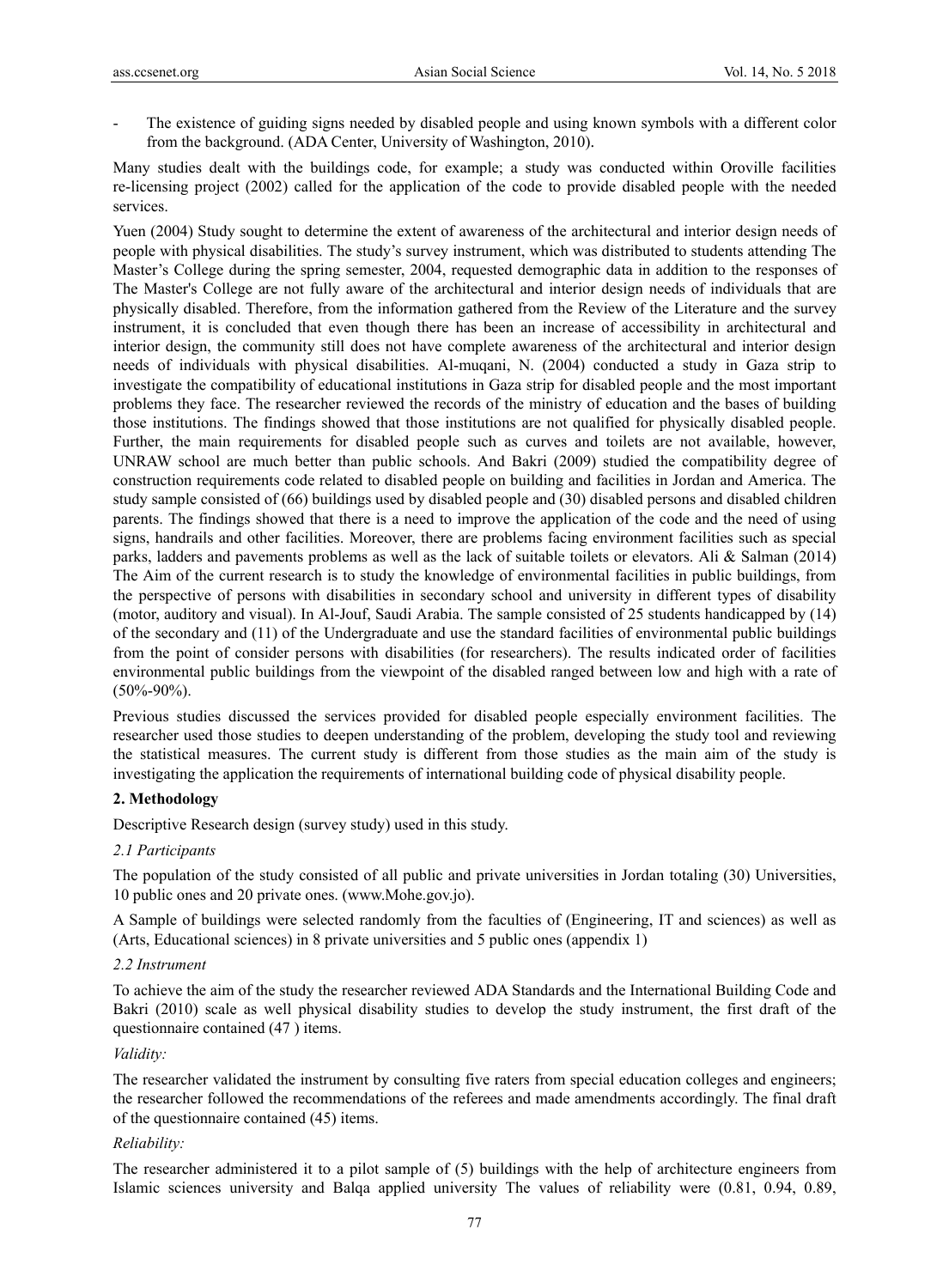- The existence of guiding signs needed by disabled people and using known symbols with a different color from the background. (ADA Center, University of Washington, 2010).

Many studies dealt with the buildings code, for example; a study was conducted within Oroville facilities re-licensing project (2002) called for the application of the code to provide disabled people with the needed services.

Yuen (2004) Study sought to determine the extent of awareness of the architectural and interior design needs of people with physical disabilities. The study's survey instrument, which was distributed to students attending The Master's College during the spring semester, 2004, requested demographic data in addition to the responses of The Master's College are not fully aware of the architectural and interior design needs of individuals that are physically disabled. Therefore, from the information gathered from the Review of the Literature and the survey instrument, it is concluded that even though there has been an increase of accessibility in architectural and interior design, the community still does not have complete awareness of the architectural and interior design needs of individuals with physical disabilities. Al-muqani, N. (2004) conducted a study in Gaza strip to investigate the compatibility of educational institutions in Gaza strip for disabled people and the most important problems they face. The researcher reviewed the records of the ministry of education and the bases of building those institutions. The findings showed that those institutions are not qualified for physically disabled people. Further, the main requirements for disabled people such as curves and toilets are not available, however, UNRAW school are much better than public schools. And Bakri (2009) studied the compatibility degree of construction requirements code related to disabled people on building and facilities in Jordan and America. The study sample consisted of (66) buildings used by disabled people and (30) disabled persons and disabled children parents. The findings showed that there is a need to improve the application of the code and the need of using signs, handrails and other facilities. Moreover, there are problems facing environment facilities such as special parks, ladders and pavements problems as well as the lack of suitable toilets or elevators. Ali & Salman (2014) The Aim of the current research is to study the knowledge of environmental facilities in public buildings, from the perspective of persons with disabilities in secondary school and university in different types of disability (motor, auditory and visual). In Al-Jouf, Saudi Arabia. The sample consisted of 25 students handicapped by (14) of the secondary and (11) of the Undergraduate and use the standard facilities of environmental public buildings from the point of consider persons with disabilities (for researchers). The results indicated order of facilities environmental public buildings from the viewpoint of the disabled ranged between low and high with a rate of (50%-90%).

Previous studies discussed the services provided for disabled people especially environment facilities. The researcher used those studies to deepen understanding of the problem, developing the study tool and reviewing the statistical measures. The current study is different from those studies as the main aim of the study is investigating the application the requirements of international building code of physical disability people.

## 2. Methodology

Descriptive Research design (survey study) used in this study.

### 2.1 Participants

The population of the study consisted of all public and private universities in Jordan totaling (30) Universities, 10 public ones and 20 private ones. (www.Mohe.gov.jo).

A Sample of buildings were selected randomly from the faculties of (Engineering, IT and sciences) as well as (Arts, Educational sciences) in 8 private universities and 5 public ones (appendix 1)

### 2.2 Instrument

To achieve the aim of the study the researcher reviewed ADA Standards and the International Building Code and Bakri (2010) scale as well physical disability studies to develop the study instrument, the first draft of the questionnaire contained (47 ) items.

*Validity:*

The researcher validated the instrument by consulting five raters from special education colleges and engineers; the researcher followed the recommendations of the referees and made amendments accordingly. The final draft of the questionnaire contained (45) items.

*Reliability:*

The researcher administered it to a pilot sample of (5) buildings with the help of architecture engineers from Islamic sciences university and Balqa applied university The values of reliability were (0.81, 0.94, 0.89,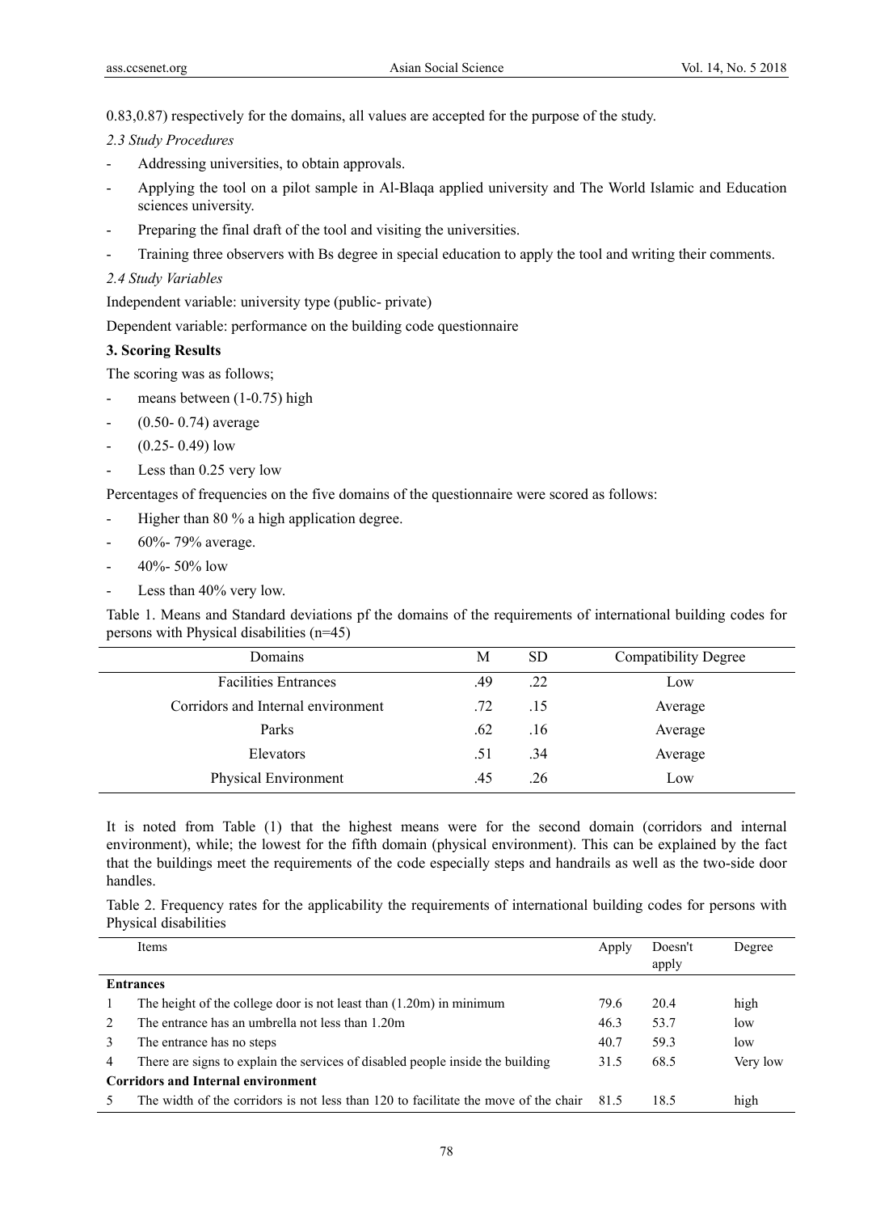0.83,0.87) respectively for the domains, all values are accepted for the purpose of the study.

*2.3 Study Procedures*

- Addressing universities, to obtain approvals.
- Applying the tool on a pilot sample in Al-Blaqa applied university and The World Islamic and Education sciences university.
- Preparing the final draft of the tool and visiting the universities.
- Training three observers with Bs degree in special education to apply the tool and writing their comments.

*2.4 Study Variables*

Independent variable: university type (public- private)

Dependent variable: performance on the building code questionnaire

**3. Scoring Results**

The scoring was as follows;

- means between (1-0.75) high
- (0.50- 0.74) average
- (0.25- 0.49) low
- Less than 0.25 very low

Percentages of frequencies on the five domains of the questionnaire were scored as follows:

- Higher than 80 % a high application degree.
- 60%- 79% average.
- 40%- 50% low
- Less than 40% very low.

Table 1. Means and Standard deviations pf the domains of the requirements of international building codes for persons with Physical disabilities (n=45)

| Domains | M | SD | Compatibility Degree |
|---|---|---|---|
| Facilities Entrances | .49 | .22 | Low |
| Corridors and Internal environment | .72 | .15 | Average |
| Parks | .62 | .16 | Average |
| Elevators | .51 | .34 | Average |
| Physical Environment | .45 | .26 | Low |

It is noted from Table (1) that the highest means were for the second domain (corridors and internal environment), while; the lowest for the fifth domain (physical environment). This can be explained by the fact that the buildings meet the requirements of the code especially steps and handrails as well as the two-side door handles.

Table 2. Frequency rates for the applicability the requirements of international building codes for persons with Physical disabilities

| | Items | Apply | Doesn't apply | Degree |
|---|---|---|---|---|
| **Entrances** | | | | |
| 1 | The height of the college door is not least than (1.20m) in minimum | 79.6 | 20.4 | high |
| 2 | The entrance has an umbrella not less than 1.20m | 46.3 | 53.7 | low |
| 3 | The entrance has no steps | 40.7 | 59.3 | low |
| 4 | There are signs to explain the services of disabled people inside the building | 31.5 | 68.5 | Very low |
| **Corridors and Internal environment** | | | | |
| 5 | The width of the corridors is not less than 120 to facilitate the move of the chair | 81.5 | 18.5 | high |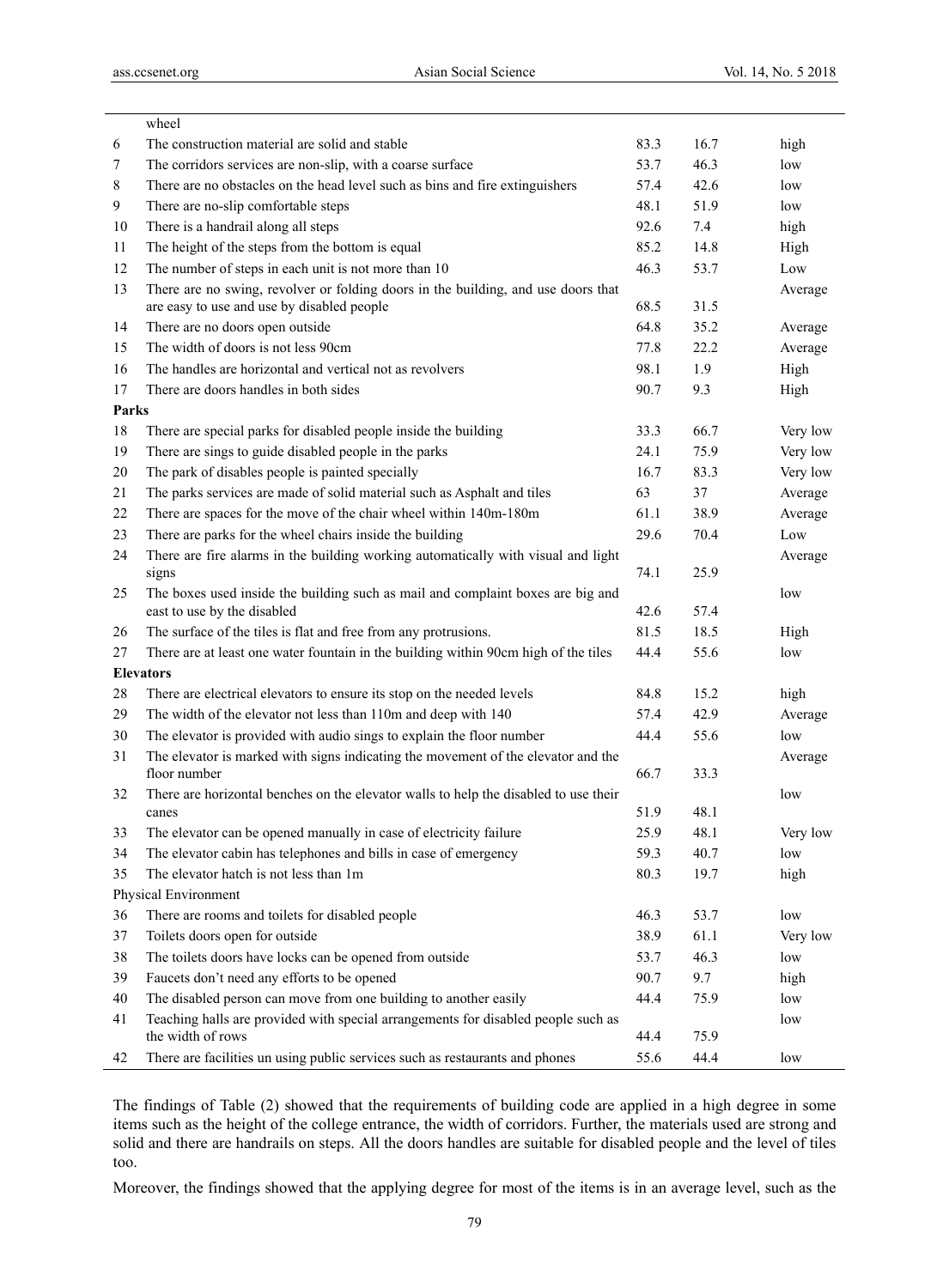|  |  |  |  |  |
|---|---|---|---|---|
|  | wheel |  |  |  |
| 6 | The construction material are solid and stable | 83.3 | 16.7 | high |
| 7 | The corridors services are non-slip, with a coarse surface | 53.7 | 46.3 | low |
| 8 | There are no obstacles on the head level such as bins and fire extinguishers | 57.4 | 42.6 | low |
| 9 | There are no-slip comfortable steps | 48.1 | 51.9 | low |
| 10 | There is a handrail along all steps | 92.6 | 7.4 | high |
| 11 | The height of the steps from the bottom is equal | 85.2 | 14.8 | High |
| 12 | The number of steps in each unit is not more than 10 | 46.3 | 53.7 | Low |
| 13 | There are no swing, revolver or folding doors in the building, and use doors that are easy to use and use by disabled people | 68.5 | 31.5 | Average |
| 14 | There are no doors open outside | 64.8 | 35.2 | Average |
| 15 | The width of doors is not less 90cm | 77.8 | 22.2 | Average |
| 16 | The handles are horizontal and vertical not as revolvers | 98.1 | 1.9 | High |
| 17 | There are doors handles in both sides | 90.7 | 9.3 | High |
| **Parks** |  |  |  |  |
| 18 | There are special parks for disabled people inside the building | 33.3 | 66.7 | Very low |
| 19 | There are sings to guide disabled people in the parks | 24.1 | 75.9 | Very low |
| 20 | The park of disables people is painted specially | 16.7 | 83.3 | Very low |
| 21 | The parks services are made of solid material such as Asphalt and tiles | 63 | 37 | Average |
| 22 | There are spaces for the move of the chair wheel within 140m-180m | 61.1 | 38.9 | Average |
| 23 | There are parks for the wheel chairs inside the building | 29.6 | 70.4 | Low |
| 24 | There are fire alarms in the building working automatically with visual and light signs | 74.1 | 25.9 | Average |
| 25 | The boxes used inside the building such as mail and complaint boxes are big and east to use by the disabled | 42.6 | 57.4 | low |
| 26 | The surface of the tiles is flat and free from any protrusions. | 81.5 | 18.5 | High |
| 27 | There are at least one water fountain in the building within 90cm high of the tiles | 44.4 | 55.6 | low |
| **Elevators** |  |  |  |  |
| 28 | There are electrical elevators to ensure its stop on the needed levels | 84.8 | 15.2 | high |
| 29 | The width of the elevator not less than 110m and deep with 140 | 57.4 | 42.9 | Average |
| 30 | The elevator is provided with audio sings to explain the floor number | 44.4 | 55.6 | low |
| 31 | The elevator is marked with signs indicating the movement of the elevator and the floor number | 66.7 | 33.3 | Average |
| 32 | There are horizontal benches on the elevator walls to help the disabled to use their canes | 51.9 | 48.1 | low |
| 33 | The elevator can be opened manually in case of electricity failure | 25.9 | 48.1 | Very low |
| 34 | The elevator cabin has telephones and bills in case of emergency | 59.3 | 40.7 | low |
| 35 | The elevator hatch is not less than 1m | 80.3 | 19.7 | high |
| Physical Environment |  |  |  |  |
| 36 | There are rooms and toilets for disabled people | 46.3 | 53.7 | low |
| 37 | Toilets doors open for outside | 38.9 | 61.1 | Very low |
| 38 | The toilets doors have locks can be opened from outside | 53.7 | 46.3 | low |
| 39 | Faucets don't need any efforts to be opened | 90.7 | 9.7 | high |
| 40 | The disabled person can move from one building to another easily | 44.4 | 75.9 | low |
| 41 | Teaching halls are provided with special arrangements for disabled people such as the width of rows | 44.4 | 75.9 | low |
| 42 | There are facilities un using public services such as restaurants and phones | 55.6 | 44.4 | low |

The findings of Table (2) showed that the requirements of building code are applied in a high degree in some items such as the height of the college entrance, the width of corridors. Further, the materials used are strong and solid and there are handrails on steps. All the doors handles are suitable for disabled people and the level of tiles too.

Moreover, the findings showed that the applying degree for most of the items is in an average level, such as the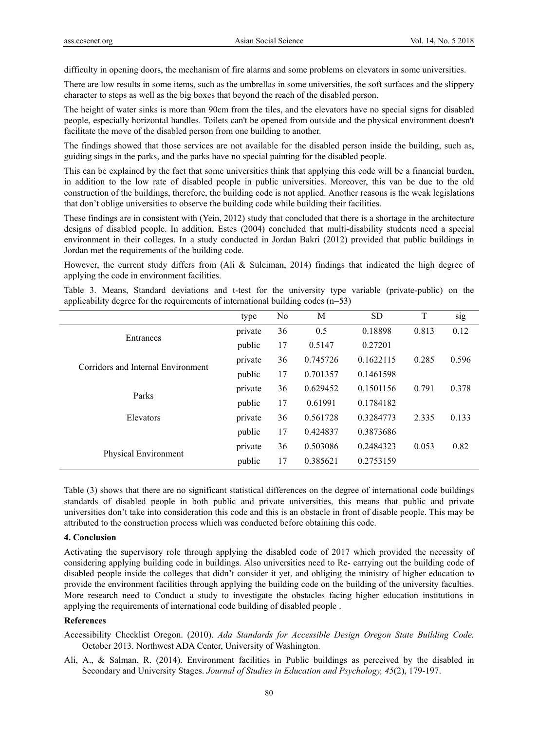difficulty in opening doors, the mechanism of fire alarms and some problems on elevators in some universities.

There are low results in some items, such as the umbrellas in some universities, the soft surfaces and the slippery character to steps as well as the big boxes that beyond the reach of the disabled person.

The height of water sinks is more than 90cm from the tiles, and the elevators have no special signs for disabled people, especially horizontal handles. Toilets can't be opened from outside and the physical environment doesn't facilitate the move of the disabled person from one building to another.

The findings showed that those services are not available for the disabled person inside the building, such as, guiding sings in the parks, and the parks have no special painting for the disabled people.

This can be explained by the fact that some universities think that applying this code will be a financial burden, in addition to the low rate of disabled people in public universities. Moreover, this van be due to the old construction of the buildings, therefore, the building code is not applied. Another reasons is the weak legislations that don't oblige universities to observe the building code while building their facilities.

These findings are in consistent with (Yein, 2012) study that concluded that there is a shortage in the architecture designs of disabled people. In addition, Estes (2004) concluded that multi-disability students need a special environment in their colleges. In a study conducted in Jordan Bakri (2012) provided that public buildings in Jordan met the requirements of the building code.

However, the current study differs from (Ali & Suleiman, 2014) findings that indicated the high degree of applying the code in environment facilities.

Table 3. Means, Standard deviations and t-test for the university type variable (private-public) on the applicability degree for the requirements of international building codes (n=53)

| | type | No | M | SD | T | sig |
|---|---|---|---|---|---|---|
| Entrances | private | 36 | 0.5 | 0.18898 | 0.813 | 0.12 |
| | public | 17 | 0.5147 | 0.27201 | | |
| Corridors and Internal Environment | private | 36 | 0.745726 | 0.1622115 | 0.285 | 0.596 |
| | public | 17 | 0.701357 | 0.1461598 | | |
| Parks | private | 36 | 0.629452 | 0.1501156 | 0.791 | 0.378 |
| | public | 17 | 0.61991 | 0.1784182 | | |
| Elevators | private | 36 | 0.561728 | 0.3284773 | 2.335 | 0.133 |
| | public | 17 | 0.424837 | 0.3873686 | | |
| Physical Environment | private | 36 | 0.503086 | 0.2484323 | 0.053 | 0.82 |
| | public | 17 | 0.385621 | 0.2753159 | | |

Table (3) shows that there are no significant statistical differences on the degree of international code buildings standards of disabled people in both public and private universities, this means that public and private universities don't take into consideration this code and this is an obstacle in front of disable people. This may be attributed to the construction process which was conducted before obtaining this code.

## 4. Conclusion

Activating the supervisory role through applying the disabled code of 2017 which provided the necessity of considering applying building code in buildings. Also universities need to Re- carrying out the building code of disabled people inside the colleges that didn't consider it yet, and obliging the ministry of higher education to provide the environment facilities through applying the building code on the building of the university faculties. More research need to Conduct a study to investigate the obstacles facing higher education institutions in applying the requirements of international code building of disabled people .

## References

Accessibility Checklist Oregon. (2010). *Ada Standards for Accessible Design Oregon State Building Code.* October 2013. Northwest ADA Center, University of Washington.

Ali, A., & Salman, R. (2014). Environment facilities in Public buildings as perceived by the disabled in Secondary and University Stages. *Journal of Studies in Education and Psychology, 45*(2), 179-197.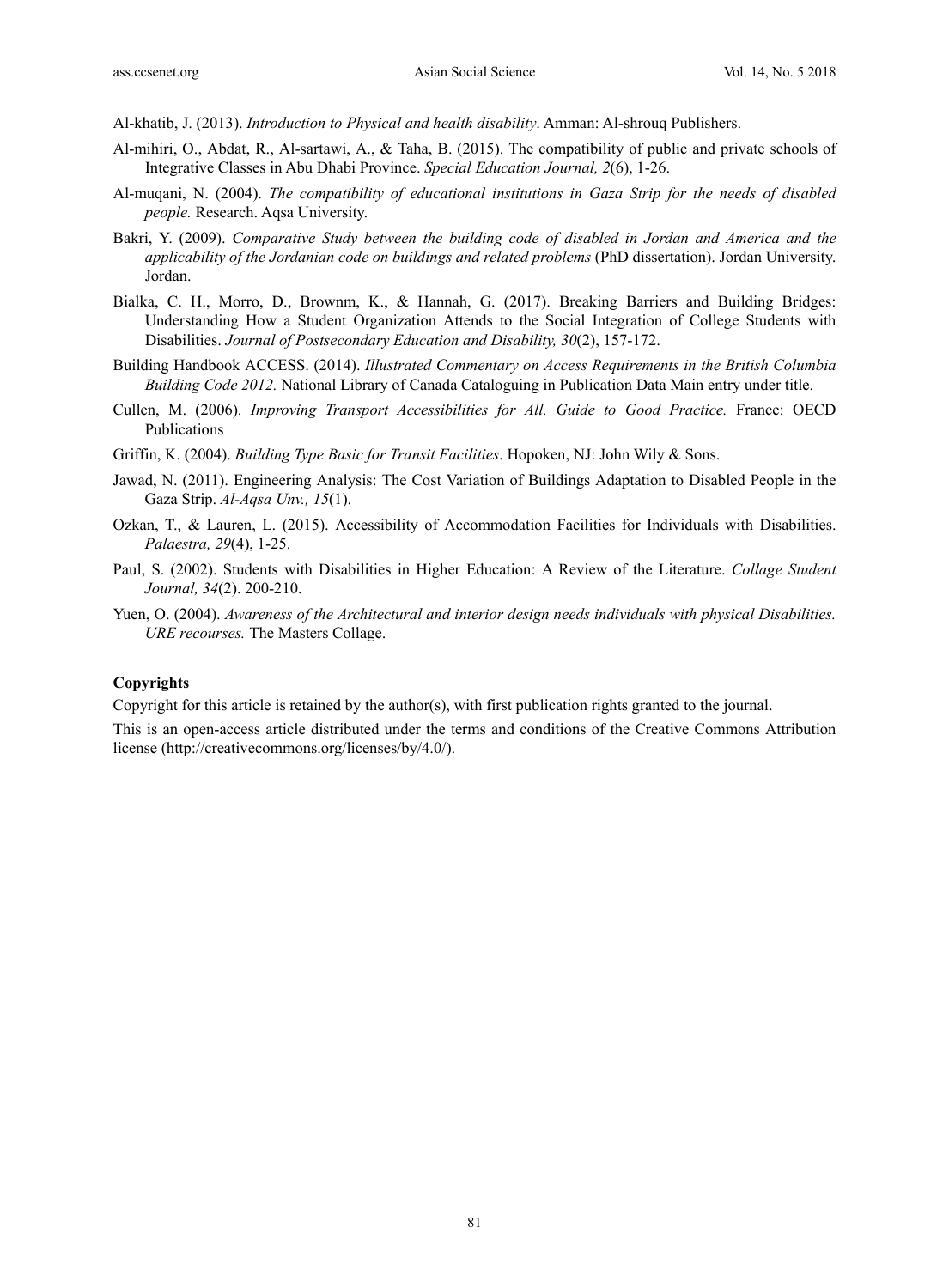Al-khatib, J. (2013). *Introduction to Physical and health disability*. Amman: Al-shrouq Publishers.

Al-mihiri, O., Abdat, R., Al-sartawi, A., & Taha, B. (2015). The compatibility of public and private schools of Integrative Classes in Abu Dhabi Province. *Special Education Journal, 2*(6), 1-26.

Al-muqani, N. (2004). *The compatibility of educational institutions in Gaza Strip for the needs of disabled people.* Research. Aqsa University.

Bakri, Y. (2009). *Comparative Study between the building code of disabled in Jordan and America and the applicability of the Jordanian code on buildings and related problems* (PhD dissertation). Jordan University. Jordan.

Bialka, C. H., Morro, D., Brownm, K., & Hannah, G. (2017). Breaking Barriers and Building Bridges: Understanding How a Student Organization Attends to the Social Integration of College Students with Disabilities. *Journal of Postsecondary Education and Disability, 30*(2), 157-172.

Building Handbook ACCESS. (2014). *Illustrated Commentary on Access Requirements in the British Columbia Building Code 2012.* National Library of Canada Cataloguing in Publication Data Main entry under title.

Cullen, M. (2006). *Improving Transport Accessibilities for All. Guide to Good Practice.* France: OECD Publications

Griffin, K. (2004). *Building Type Basic for Transit Facilities*. Hopoken, NJ: John Wily & Sons.

Jawad, N. (2011). Engineering Analysis: The Cost Variation of Buildings Adaptation to Disabled People in the Gaza Strip. *Al-Aqsa Unv., 15*(1).

Ozkan, T., & Lauren, L. (2015). Accessibility of Accommodation Facilities for Individuals with Disabilities. *Palaestra, 29*(4), 1-25.

Paul, S. (2002). Students with Disabilities in Higher Education: A Review of the Literature. *Collage Student Journal, 34*(2). 200-210.

Yuen, O. (2004). *Awareness of the Architectural and interior design needs individuals with physical Disabilities. URE recourses.* The Masters Collage.

**Copyrights**

Copyright for this article is retained by the author(s), with first publication rights granted to the journal.

This is an open-access article distributed under the terms and conditions of the Creative Commons Attribution license (http://creativecommons.org/licenses/by/4.0/).